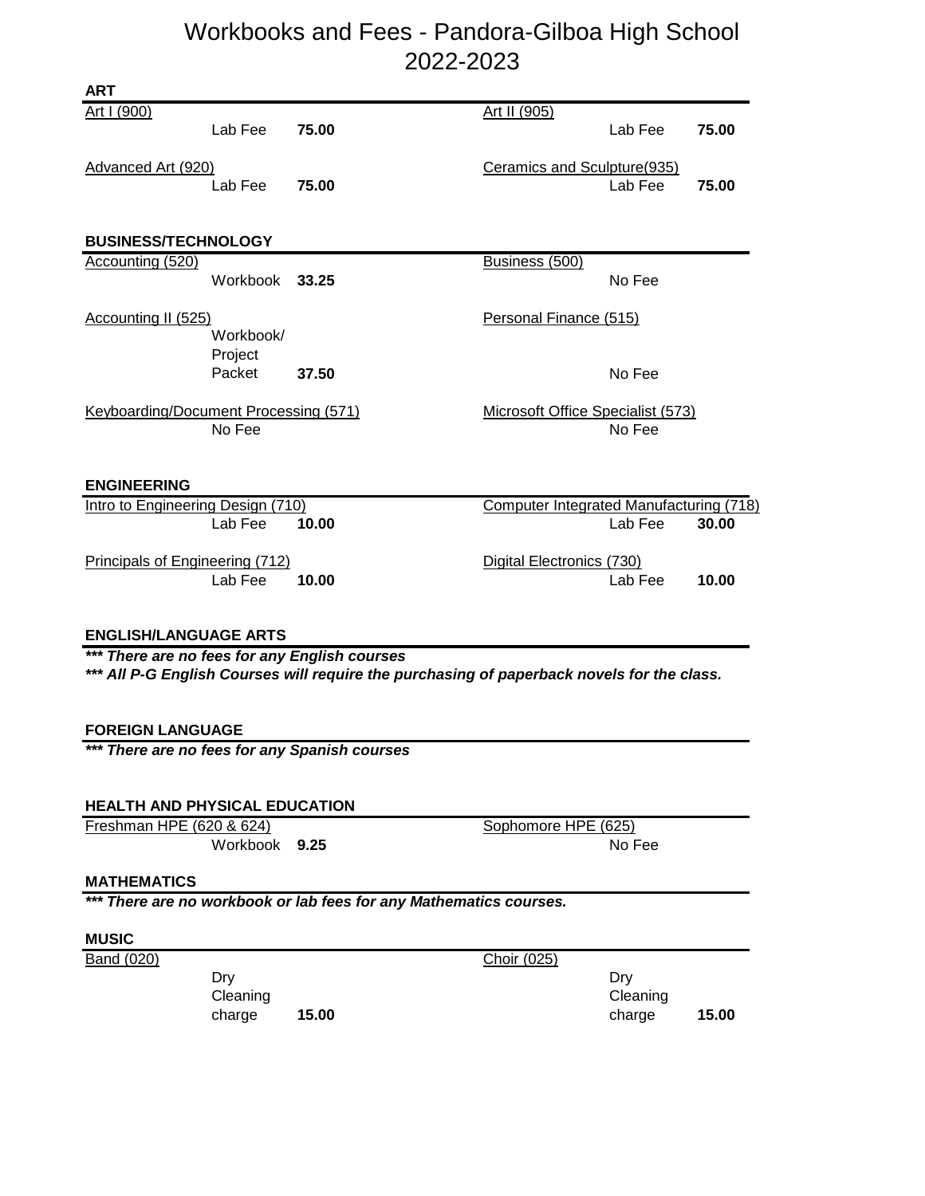# Workbooks and Fees - Pandora-Gilboa High School 2022-2023

## ART

| Course | Fee Type | Amount | Course | Fee Type | Amount |
|---|---|---|---|---|---|
| Art I (900) | Lab Fee | 75.00 | Art II (905) | Lab Fee | 75.00 |
| Advanced Art (920) | Lab Fee | 75.00 | Ceramics and Sculpture(935) | Lab Fee | 75.00 |

## BUSINESS/TECHNOLOGY

| Course | Fee Type | Amount | Course | Fee Type | Amount |
|---|---|---|---|---|---|
| Accounting (520) | Workbook | 33.25 | Business (500) | No Fee | |
| Accounting II (525) | Workbook/ Project Packet | 37.50 | Personal Finance (515) | No Fee | |
| Keyboarding/Document Processing (571) | No Fee | | Microsoft Office Specialist (573) | No Fee | |

## ENGINEERING

| Course | Fee Type | Amount | Course | Fee Type | Amount |
|---|---|---|---|---|---|
| Intro to Engineering Design (710) | Lab Fee | 10.00 | Computer Integrated Manufacturing (718) | Lab Fee | 30.00 |
| Principals of Engineering (712) | Lab Fee | 10.00 | Digital Electronics (730) | Lab Fee | 10.00 |

## ENGLISH/LANGUAGE ARTS

***\*\*\* There are no fees for any English courses***

***\*\*\* All P-G English Courses will require the purchasing of paperback novels for the class.***

## FOREIGN LANGUAGE

***\*\*\* There are no fees for any Spanish courses***

## HEALTH AND PHYSICAL EDUCATION

| Course | Fee Type | Amount | Course | Fee Type | Amount |
|---|---|---|---|---|---|
| Freshman HPE (620 & 624) | Workbook | 9.25 | Sophomore HPE (625) | No Fee | |

## MATHEMATICS

***\*\*\* There are no workbook or lab fees for any Mathematics courses.***

## MUSIC

| Course | Fee Type | Amount | Course | Fee Type | Amount |
|---|---|---|---|---|---|
| Band (020) | Dry Cleaning charge | 15.00 | Choir (025) | Dry Cleaning charge | 15.00 |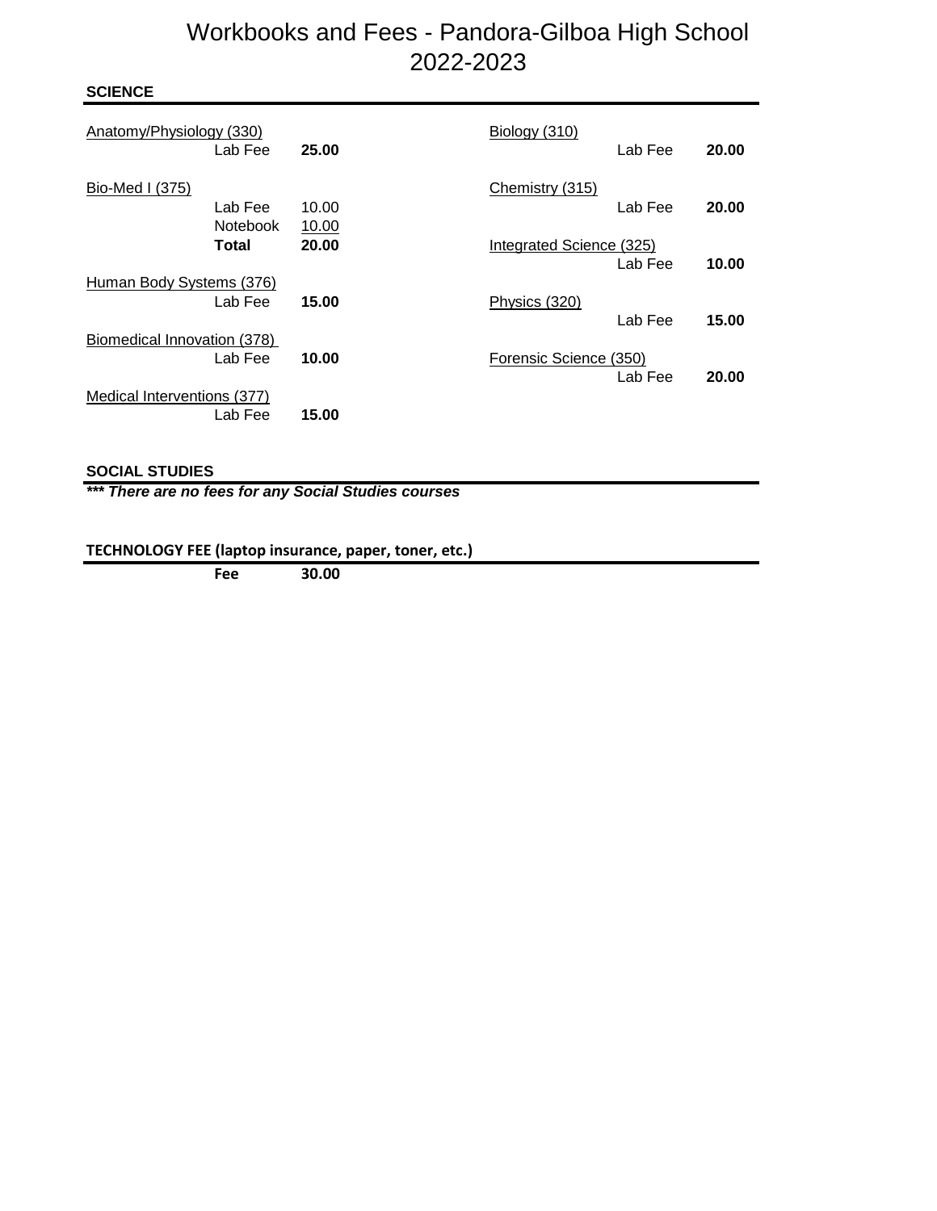# Workbooks and Fees - Pandora-Gilboa High School 2022-2023

## SCIENCE

Anatomy/Physiology (330)

| | |
|---|---|
| Lab Fee | **25.00** |

Bio-Med I (375)

| | |
|---|---|
| Lab Fee | 10.00 |
| Notebook | 10.00 |
| **Total** | **20.00** |

Human Body Systems (376)

| | |
|---|---|
| Lab Fee | **15.00** |

Biomedical Innovation (378)

| | |
|---|---|
| Lab Fee | **10.00** |

Medical Interventions (377)

| | |
|---|---|
| Lab Fee | **15.00** |

Biology (310)

| | |
|---|---|
| Lab Fee | **20.00** |

Chemistry (315)

| | |
|---|---|
| Lab Fee | **20.00** |

Integrated Science (325)

| | |
|---|---|
| Lab Fee | **10.00** |

Physics (320)

| | |
|---|---|
| Lab Fee | **15.00** |

Forensic Science (350)

| | |
|---|---|
| Lab Fee | **20.00** |

## SOCIAL STUDIES

***** There are no fees for any Social Studies courses***

## TECHNOLOGY FEE (laptop insurance, paper, toner, etc.)

| | |
|---|---|
| **Fee** | **30.00** |